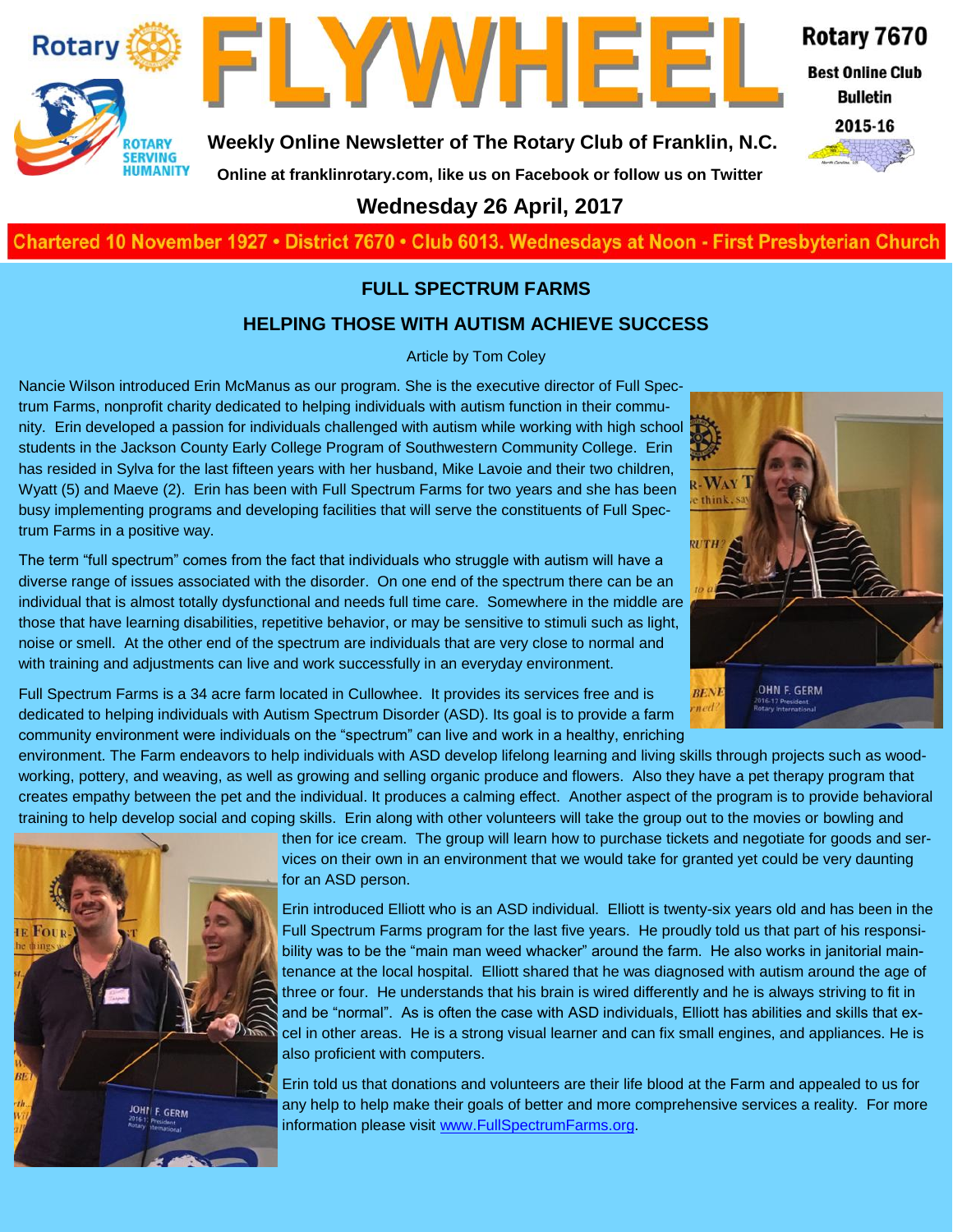# FLYWHEEL

**Weekly Online Newsletter of The Rotary Club of Franklin, N.C.**

Online at franklinrotary.com, like us on Facebook or follow us on Twitter

Rotary 7670 — Best Online Club Bulletin 2015-16

**Wednesday 26 April, 2017**

Chartered 10 November 1927 • District 7670 • Club 6013. Wednesdays at Noon - First Presbyterian Church

## FULL SPECTRUM FARMS

## HELPING THOSE WITH AUTISM ACHIEVE SUCCESS

Article by Tom Coley

Nancie Wilson introduced Erin McManus as our program. She is the executive director of Full Spectrum Farms, nonprofit charity dedicated to helping individuals with autism function in their community. Erin developed a passion for individuals challenged with autism while working with high school students in the Jackson County Early College Program of Southwestern Community College. Erin has resided in Sylva for the last fifteen years with her husband, Mike Lavoie and their two children, Wyatt (5) and Maeve (2). Erin has been with Full Spectrum Farms for two years and she has been busy implementing programs and developing facilities that will serve the constituents of Full Spectrum Farms in a positive way.

The term "full spectrum" comes from the fact that individuals who struggle with autism will have a diverse range of issues associated with the disorder. On one end of the spectrum there can be an individual that is almost totally dysfunctional and needs full time care. Somewhere in the middle are those that have learning disabilities, repetitive behavior, or may be sensitive to stimuli such as light, noise or smell. At the other end of the spectrum are individuals that are very close to normal and with training and adjustments can live and work successfully in an everyday environment.

Full Spectrum Farms is a 34 acre farm located in Cullowhee. It provides its services free and is dedicated to helping individuals with Autism Spectrum Disorder (ASD). Its goal is to provide a farm community environment were individuals on the "spectrum" can live and work in a healthy, enriching environment. The Farm endeavors to help individuals with ASD develop lifelong learning and living skills through projects such as woodworking, pottery, and weaving, as well as growing and selling organic produce and flowers. Also they have a pet therapy program that creates empathy between the pet and the individual. It produces a calming effect. Another aspect of the program is to provide behavioral training to help develop social and coping skills. Erin along with other volunteers will take the group out to the movies or bowling and then for ice cream. The group will learn how to purchase tickets and negotiate for goods and services on their own in an environment that we would take for granted yet could be very daunting for an ASD person.

Erin introduced Elliott who is an ASD individual. Elliott is twenty-six years old and has been in the Full Spectrum Farms program for the last five years. He proudly told us that part of his responsibility was to be the "main man weed whacker" around the farm. He also works in janitorial maintenance at the local hospital. Elliott shared that he was diagnosed with autism around the age of three or four. He understands that his brain is wired differently and he is always striving to fit in and be "normal". As is often the case with ASD individuals, Elliott has abilities and skills that excel in other areas. He is a strong visual learner and can fix small engines, and appliances. He is also proficient with computers.

Erin told us that donations and volunteers are their life blood at the Farm and appealed to us for any help to help make their goals of better and more comprehensive services a reality. For more information please visit [www.FullSpectrumFarms.org](http://www.FullSpectrumFarms.org).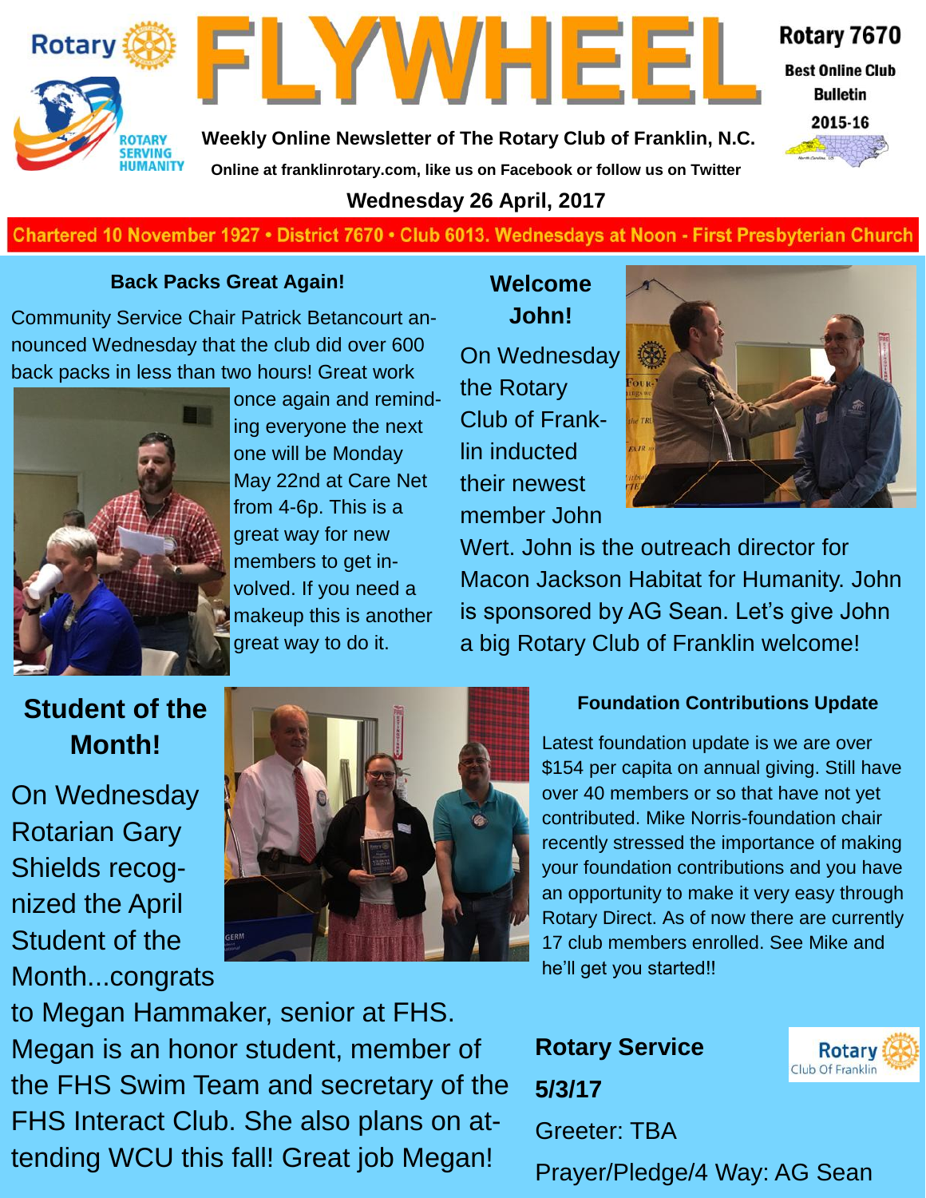# FLYWHEEL

Rotary 7670
Best Online Club Bulletin
2015-16

Weekly Online Newsletter of The Rotary Club of Franklin, N.C.

Online at franklinrotary.com, like us on Facebook or follow us on Twitter

**Wednesday 26 April, 2017**

Chartered 10 November 1927 • District 7670 • Club 6013. Wednesdays at Noon - First Presbyterian Church

### Back Packs Great Again!

Community Service Chair Patrick Betancourt announced Wednesday that the club did over 600 back packs in less than two hours! Great work once again and reminding everyone the next one will be Monday May 22nd at Care Net from 4-6p. This is a great way for new members to get involved. If you need a makeup this is another great way to do it.

### Welcome John!

On Wednesday the Rotary Club of Franklin inducted their newest member John Wert. John is the outreach director for Macon Jackson Habitat for Humanity. John is sponsored by AG Sean. Let's give John a big Rotary Club of Franklin welcome!

### Student of the Month!

On Wednesday Rotarian Gary Shields recognized the April Student of the Month...congrats to Megan Hammaker, senior at FHS. Megan is an honor student, member of the FHS Swim Team and secretary of the FHS Interact Club. She also plans on attending WCU this fall! Great job Megan!

### Foundation Contributions Update

Latest foundation update is we are over $154 per capita on annual giving. Still have over 40 members or so that have not yet contributed. Mike Norris-foundation chair recently stressed the importance of making your foundation contributions and you have an opportunity to make it very easy through Rotary Direct. As of now there are currently 17 club members enrolled. See Mike and he'll get you started!!

### Rotary Service

**5/3/17**

Greeter: TBA

Prayer/Pledge/4 Way: AG Sean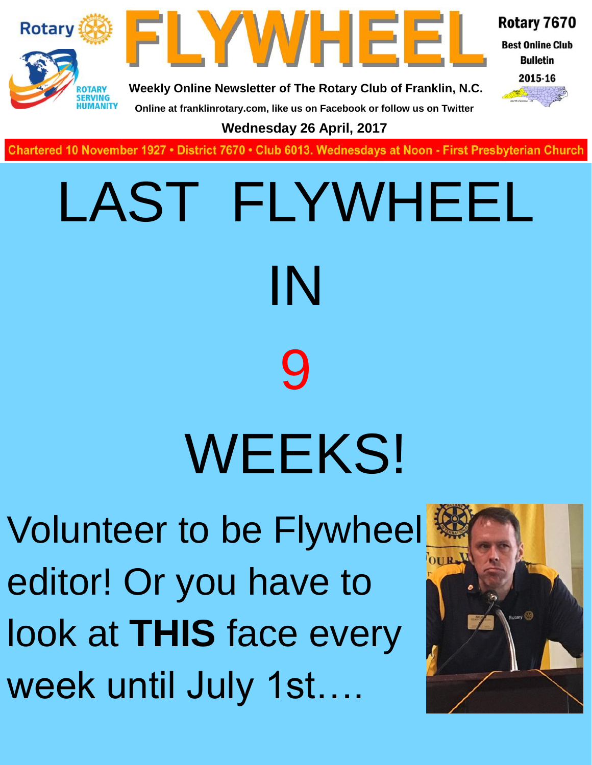Rotary

ROTARY SERVING HUMANITY

# FLYWHEEL

Rotary 7670

Best Online Club Bulletin

2015-16

**Weekly Online Newsletter of The Rotary Club of Franklin, N.C.**

**Online at franklinrotary.com, like us on Facebook or follow us on Twitter**

**Wednesday 26 April, 2017**

Chartered 10 November 1927 • District 7670 • Club 6013. Wednesdays at Noon - First Presbyterian Church

# LAST FLYWHEEL

# IN

# 9

# WEEKS!

Volunteer to be Flywheel editor! Or you have to look at **THIS** face every week until July 1st….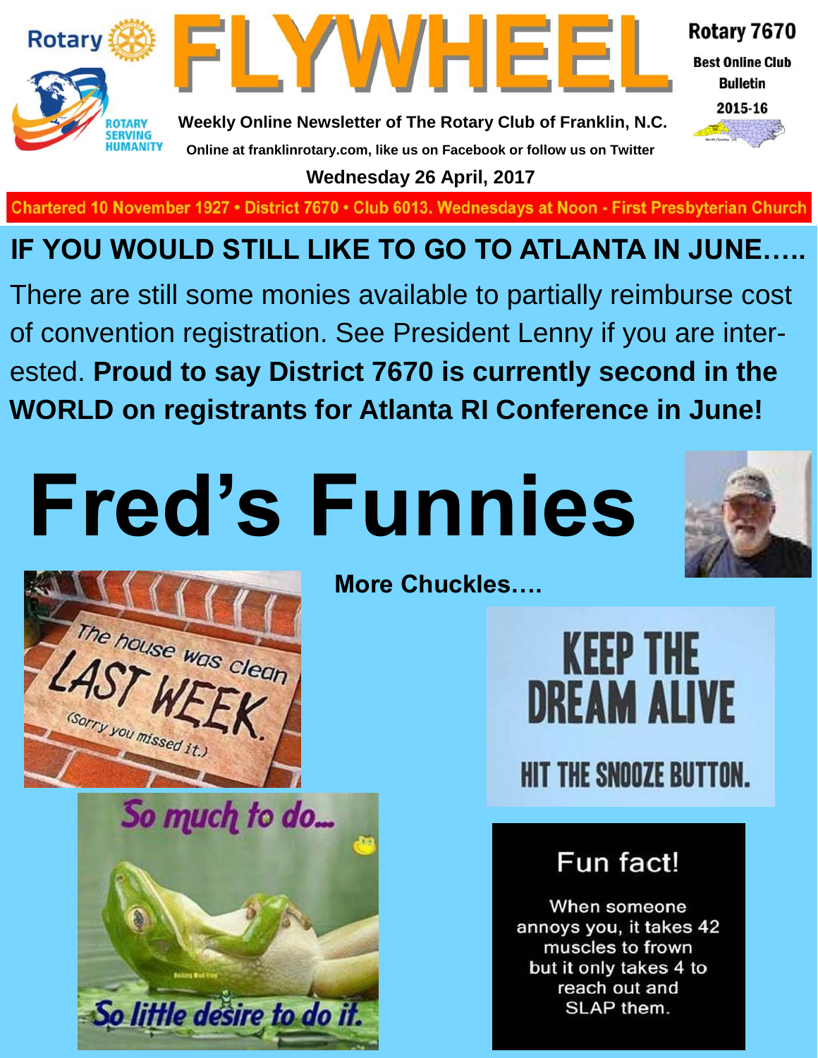# FLYWHEEL

Rotary 7670
Best Online Club Bulletin
2015-16

Weekly Online Newsletter of The Rotary Club of Franklin, N.C.

Online at franklinrotary.com, like us on Facebook or follow us on Twitter

**Wednesday 26 April, 2017**

Chartered 10 November 1927 • District 7670 • Club 6013. Wednesdays at Noon - First Presbyterian Church

## IF YOU WOULD STILL LIKE TO GO TO ATLANTA IN JUNE…..

There are still some monies available to partially reimburse cost of convention registration. See President Lenny if you are interested. **Proud to say District 7670 is currently second in the WORLD on registrants for Atlanta RI Conference in June!**

# Fred's Funnies

**More Chuckles….**

The house was clean LAST WEEK. (Sorry you missed it.)

KEEP THE DREAM ALIVE

HIT THE SNOOZE BUTTON.

So much to do... So little desire to do it.

Fun fact!

When someone annoys you, it takes 42 muscles to frown but it only takes 4 to reach out and SLAP them.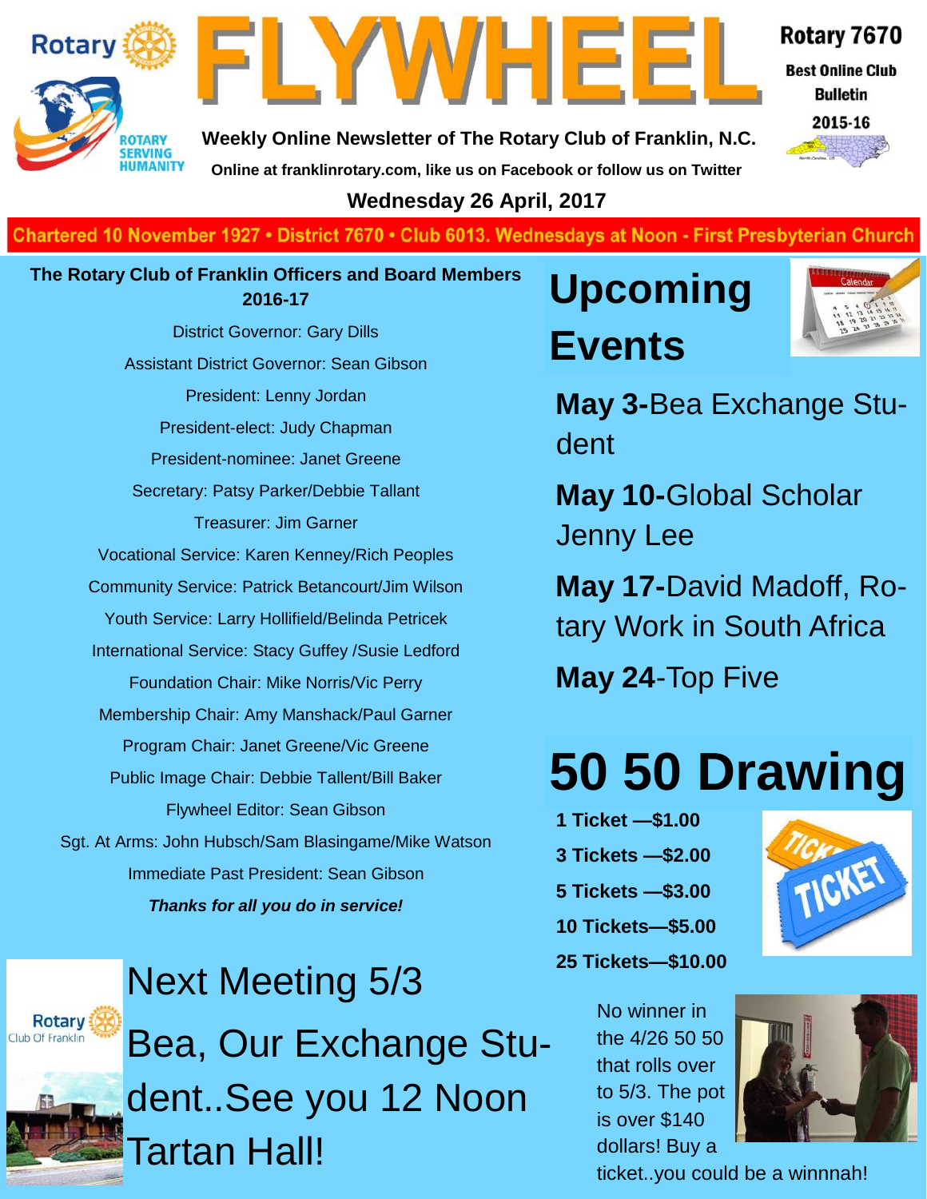Rotary

# FLYWHEEL

**Weekly Online Newsletter of The Rotary Club of Franklin, N.C.**

**Online at franklinrotary.com, like us on Facebook or follow us on Twitter**

**Wednesday 26 April, 2017**

**Rotary 7670**

**Best Online Club Bulletin**

**2015-16**

Chartered 10 November 1927 • District 7670 • Club 6013. Wednesdays at Noon - First Presbyterian Church

**The Rotary Club of Franklin Officers and Board Members 2016-17**

District Governor: Gary Dills

Assistant District Governor: Sean Gibson

President: Lenny Jordan

President-elect: Judy Chapman

President-nominee: Janet Greene

Secretary: Patsy Parker/Debbie Tallant

Treasurer: Jim Garner

Vocational Service: Karen Kenney/Rich Peoples

Community Service: Patrick Betancourt/Jim Wilson

Youth Service: Larry Hollifield/Belinda Petricek

International Service: Stacy Guffey /Susie Ledford

Foundation Chair: Mike Norris/Vic Perry

Membership Chair: Amy Manshack/Paul Garner

Program Chair: Janet Greene/Vic Greene

Public Image Chair: Debbie Tallent/Bill Baker

Flywheel Editor: Sean Gibson

Sgt. At Arms: John Hubsch/Sam Blasingame/Mike Watson

Immediate Past President: Sean Gibson

***Thanks for all you do in service!***

## Next Meeting 5/3

Bea, Our Exchange Student..See you 12 Noon Tartan Hall!

## Upcoming Events

**May 3-**Bea Exchange Student

**May 10-**Global Scholar Jenny Lee

**May 17-**David Madoff, Rotary Work in South Africa

**May 24**-Top Five

## 50 50 Drawing

**1 Ticket —$1.00**

**3 Tickets —$2.00**

**5 Tickets —$3.00**

**10 Tickets—$5.00**

**25 Tickets—$10.00**

No winner in the 4/26 50 50 that rolls over to 5/3. The pot is over $140 dollars! Buy a ticket..you could be a winnnah!